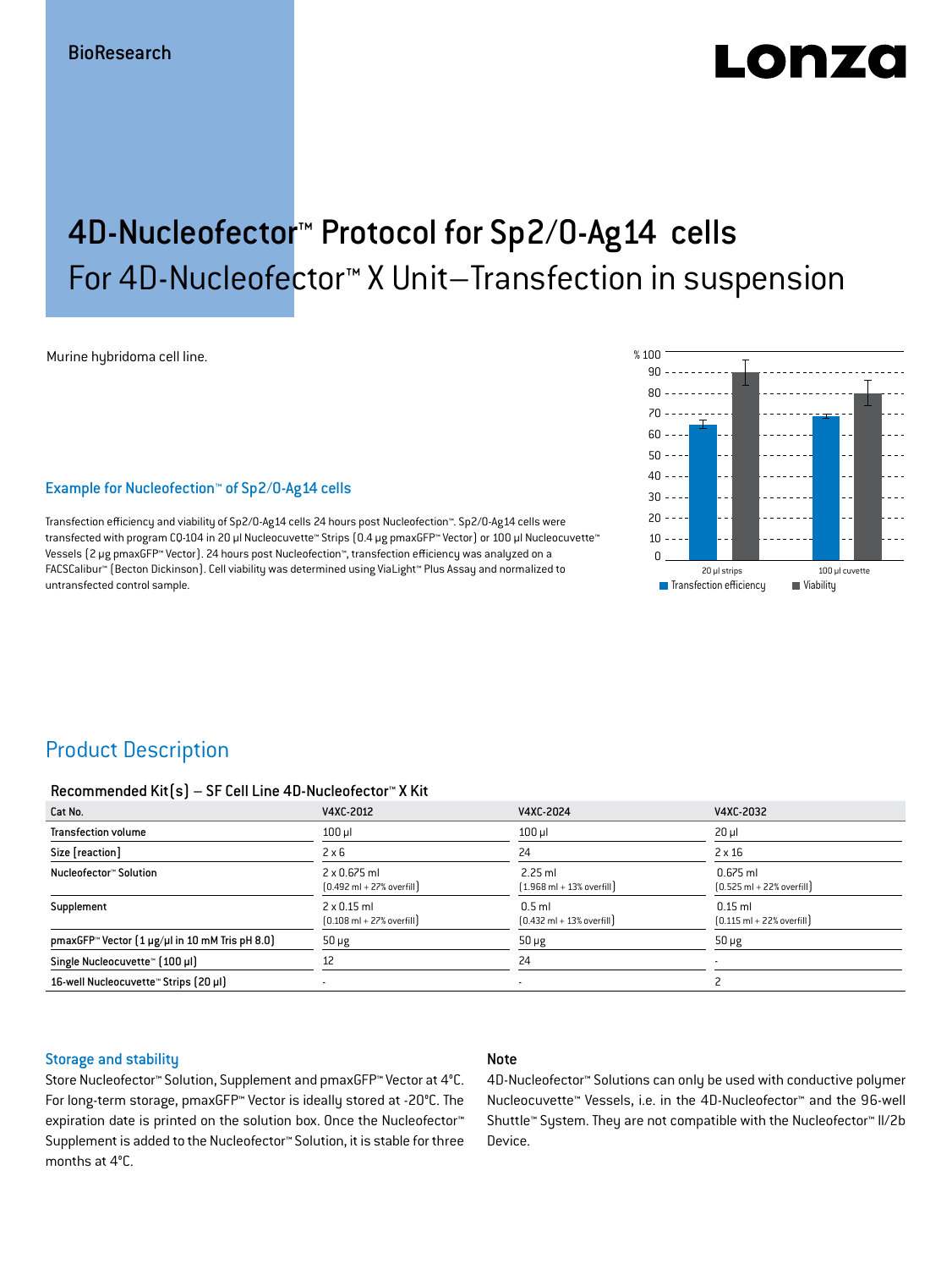BioResearch

# 4D-Nucleofector™ Protocol for Sp2/0-Ag14 cells
## For 4D-Nucleofector™ X Unit–Transfection in suspension

Murine hybridoma cell line.

### Example for Nucleofection™ of Sp2/0-Ag14 cells

Transfection efficiency and viability of Sp2/0-Ag14 cells 24 hours post Nucleofection™. Sp2/0-Ag14 cells were transfected with program CO-104 in 20 µl Nucleocuvette™ Strips (0.4 µg pmaxGFP™ Vector) or 100 µl Nucleocuvette™ Vessels (2 µg pmaxGFP™ Vector). 24 hours post Nucleofection™, transfection efficiency was analyzed on a FACSCalibur™ (Becton Dickinson). Cell viability was determined using ViaLight™ Plus Assay and normalized to untransfected control sample.

## Product Description

### Recommended Kit(s) – SF Cell Line 4D-Nucleofector™ X Kit

| Cat No. | V4XC-2012 | V4XC-2024 | V4XC-2032 |
|---|---|---|---|
| Transfection volume | 100 µl | 100 µl | 20 µl |
| Size [reaction] | 2 x 6 | 24 | 2 x 16 |
| Nucleofector™ Solution | 2 x 0.675 ml (0.492 ml + 27% overfill) | 2.25 ml (1.968 ml + 13% overfill) | 0.675 ml (0.525 ml + 22% overfill) |
| Supplement | 2 x 0.15 ml (0.108 ml + 27% overfill) | 0.5 ml (0.432 ml + 13% overfill) | 0.15 ml (0.115 ml + 22% overfill) |
| pmaxGFP™ Vector (1 µg/µl in 10 mM Tris pH 8.0) | 50 µg | 50 µg | 50 µg |
| Single Nucleocuvette™ (100 µl) | 12 | 24 | - |
| 16-well Nucleocuvette™ Strips (20 µl) | - | - | 2 |

### Storage and stability

Store Nucleofector™ Solution, Supplement and pmaxGFP™ Vector at 4°C. For long-term storage, pmaxGFP™ Vector is ideally stored at -20°C. The expiration date is printed on the solution box. Once the Nucleofector™ Supplement is added to the Nucleofector™ Solution, it is stable for three months at 4°C.

### Note

4D-Nucleofector™ Solutions can only be used with conductive polymer Nucleocuvette™ Vessels, i.e. in the 4D-Nucleofector™ and the 96-well Shuttle™ System. They are not compatible with the Nucleofector™ II/2b Device.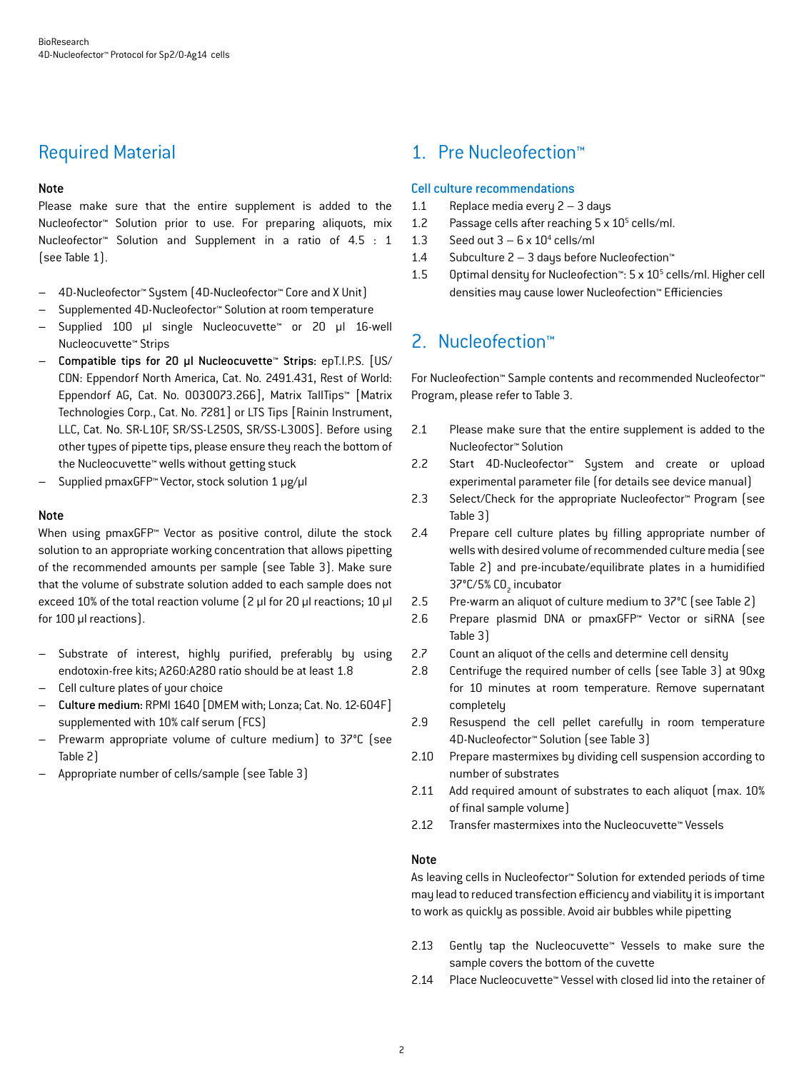## Required Material

### Note

Please make sure that the entire supplement is added to the Nucleofector™ Solution prior to use. For preparing aliquots, mix Nucleofector™ Solution and Supplement in a ratio of 4.5 : 1 (see Table 1).

- 4D-Nucleofector™ System (4D-Nucleofector™ Core and X Unit)
- Supplemented 4D-Nucleofector™ Solution at room temperature
- Supplied 100 µl single Nucleocuvette™ or 20 µl 16-well Nucleocuvette™ Strips
- **Compatible tips for 20 µl Nucleocuvette™ Strips:** epT.I.P.S. [US/CDN: Eppendorf North America, Cat. No. 2491.431, Rest of World: Eppendorf AG, Cat. No. 0030073.266], Matrix TallTips™ [Matrix Technologies Corp., Cat. No. 7281] or LTS Tips [Rainin Instrument, LLC, Cat. No. SR-L10F, SR/SS-L250S, SR/SS-L300S]. Before using other types of pipette tips, please ensure they reach the bottom of the Nucleocuvette™ wells without getting stuck
- Supplied pmaxGFP™ Vector, stock solution 1 µg/µl

### Note

When using pmaxGFP™ Vector as positive control, dilute the stock solution to an appropriate working concentration that allows pipetting of the recommended amounts per sample (see Table 3). Make sure that the volume of substrate solution added to each sample does not exceed 10% of the total reaction volume (2 µl for 20 µl reactions; 10 µl for 100 µl reactions).

- Substrate of interest, highly purified, preferably by using endotoxin-free kits; A260:A280 ratio should be at least 1.8
- Cell culture plates of your choice
- **Culture medium:** RPMI 1640 [DMEM with; Lonza; Cat. No. 12-604F] supplemented with 10% calf serum (FCS)
- Prewarm appropriate volume of culture medium) to 37°C (see Table 2)
- Appropriate number of cells/sample (see Table 3)

## 1. Pre Nucleofection™

### Cell culture recommendations

1.1 Replace media every 2 – 3 days
1.2 Passage cells after reaching 5 x $10^5$ cells/ml.
1.3 Seed out 3 – 6 x $10^4$ cells/ml
1.4 Subculture 2 – 3 days before Nucleofection™
1.5 Optimal density for Nucleofection™: 5 x $10^5$ cells/ml. Higher cell densities may cause lower Nucleofection™ Efficiencies

## 2. Nucleofection™

For Nucleofection™ Sample contents and recommended Nucleofector™ Program, please refer to Table 3.

2.1 Please make sure that the entire supplement is added to the Nucleofector™ Solution
2.2 Start 4D-Nucleofector™ System and create or upload experimental parameter file (for details see device manual)
2.3 Select/Check for the appropriate Nucleofector™ Program (see Table 3)
2.4 Prepare cell culture plates by filling appropriate number of wells with desired volume of recommended culture media (see Table 2) and pre-incubate/equilibrate plates in a humidified 37°C/5% $CO_2$ incubator
2.5 Pre-warm an aliquot of culture medium to 37°C (see Table 2)
2.6 Prepare plasmid DNA or pmaxGFP™ Vector or siRNA (see Table 3)
2.7 Count an aliquot of the cells and determine cell density
2.8 Centrifuge the required number of cells (see Table 3) at 90xg for 10 minutes at room temperature. Remove supernatant completely
2.9 Resuspend the cell pellet carefully in room temperature 4D-Nucleofector™ Solution (see Table 3)
2.10 Prepare mastermixes by dividing cell suspension according to number of substrates
2.11 Add required amount of substrates to each aliquot (max. 10% of final sample volume)
2.12 Transfer mastermixes into the Nucleocuvette™ Vessels

### Note

As leaving cells in Nucleofector™ Solution for extended periods of time may lead to reduced transfection efficiency and viability it is important to work as quickly as possible. Avoid air bubbles while pipetting

2.13 Gently tap the Nucleocuvette™ Vessels to make sure the sample covers the bottom of the cuvette
2.14 Place Nucleocuvette™ Vessel with closed lid into the retainer of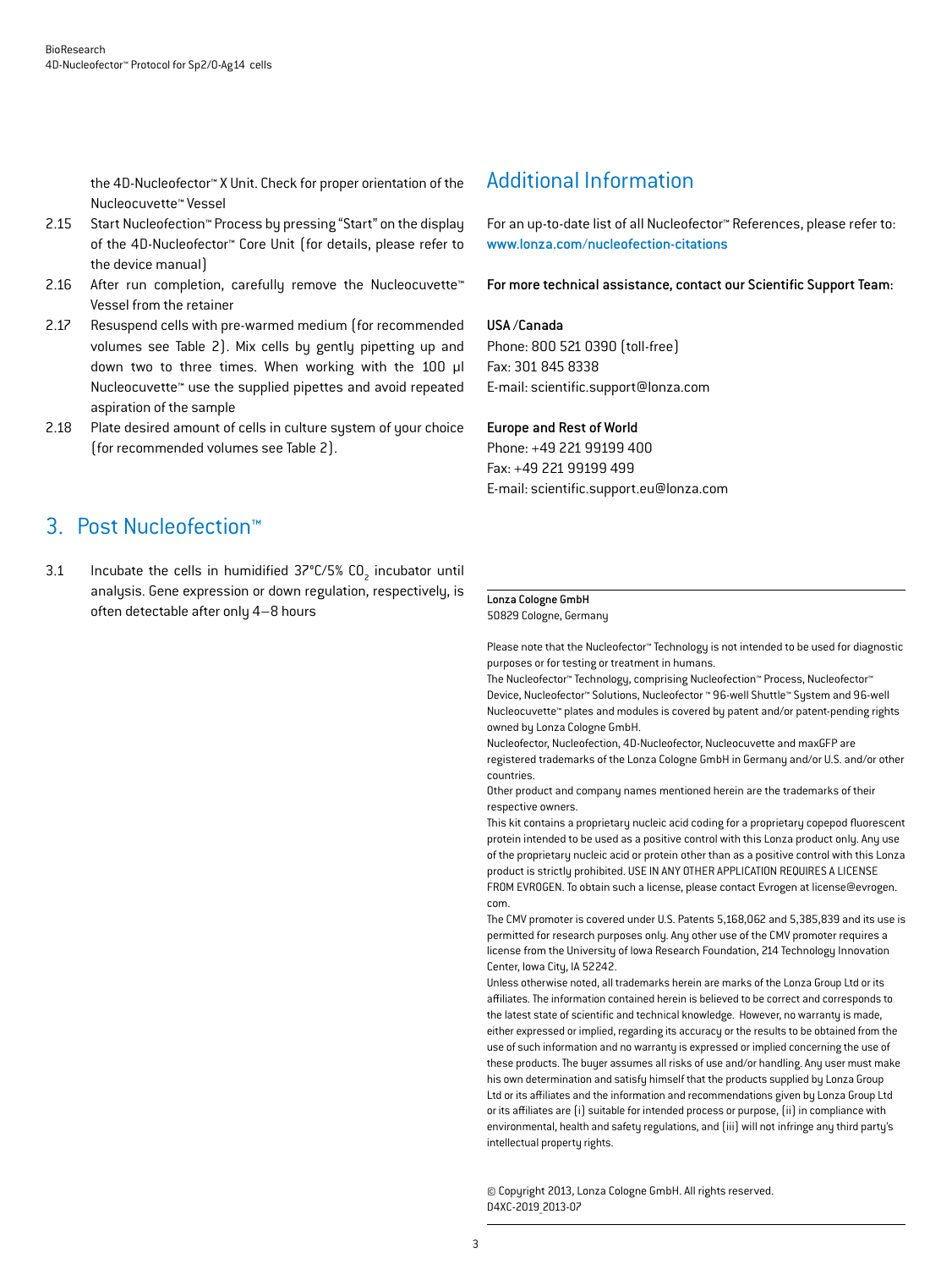the 4D-Nucleofector™ X Unit. Check for proper orientation of the Nucleocuvette™ Vessel

2.15 Start Nucleofection™ Process by pressing "Start" on the display of the 4D-Nucleofector™ Core Unit (for details, please refer to the device manual)

2.16 After run completion, carefully remove the Nucleocuvette™ Vessel from the retainer

2.17 Resuspend cells with pre-warmed medium (for recommended volumes see Table 2). Mix cells by gently pipetting up and down two to three times. When working with the 100 µl Nucleocuvette™ use the supplied pipettes and avoid repeated aspiration of the sample

2.18 Plate desired amount of cells in culture system of your choice (for recommended volumes see Table 2).

## 3. Post Nucleofection™

3.1 Incubate the cells in humidified 37°C/5% $CO_2$ incubator until analysis. Gene expression or down regulation, respectively, is often detectable after only 4–8 hours

## Additional Information

For an up-to-date list of all Nucleofector™ References, please refer to: www.lonza.com/nucleofection-citations

**For more technical assistance, contact our Scientific Support Team:**

**USA /Canada**
Phone: 800 521 0390 (toll-free)
Fax: 301 845 8338
E-mail: scientific.support@lonza.com

**Europe and Rest of World**
Phone: +49 221 99199 400
Fax: +49 221 99199 499
E-mail: scientific.support.eu@lonza.com

**Lonza Cologne GmbH**
50829 Cologne, Germany

Please note that the Nucleofector™ Technology is not intended to be used for diagnostic purposes or for testing or treatment in humans.
The Nucleofector™ Technology, comprising Nucleofection™ Process, Nucleofector™ Device, Nucleofector™ Solutions, Nucleofector ™ 96-well Shuttle™ System and 96-well Nucleocuvette™ plates and modules is covered by patent and/or patent-pending rights owned by Lonza Cologne GmbH.
Nucleofector, Nucleofection, 4D-Nucleofector, Nucleocuvette and maxGFP are registered trademarks of the Lonza Cologne GmbH in Germany and/or U.S. and/or other countries.
Other product and company names mentioned herein are the trademarks of their respective owners.
This kit contains a proprietary nucleic acid coding for a proprietary copepod fluorescent protein intended to be used as a positive control with this Lonza product only. Any use of the proprietary nucleic acid or protein other than as a positive control with this Lonza product is strictly prohibited. USE IN ANY OTHER APPLICATION REQUIRES A LICENSE FROM EVROGEN. To obtain such a license, please contact Evrogen at license@evrogen.com.
The CMV promoter is covered under U.S. Patents 5,168,062 and 5,385,839 and its use is permitted for research purposes only. Any other use of the CMV promoter requires a license from the University of Iowa Research Foundation, 214 Technology Innovation Center, Iowa City, IA 52242.
Unless otherwise noted, all trademarks herein are marks of the Lonza Group Ltd or its affiliates. The information contained herein is believed to be correct and corresponds to the latest state of scientific and technical knowledge. However, no warranty is made, either expressed or implied, regarding its accuracy or the results to be obtained from the use of such information and no warranty is expressed or implied concerning the use of these products. The buyer assumes all risks of use and/or handling. Any user must make his own determination and satisfy himself that the products supplied by Lonza Group Ltd or its affiliates and the information and recommendations given by Lonza Group Ltd or its affiliates are (i) suitable for intended process or purpose, (ii) in compliance with environmental, health and safety regulations, and (iii) will not infringe any third party's intellectual property rights.

© Copyright 2013, Lonza Cologne GmbH. All rights reserved.
D4XC-2019_2013-07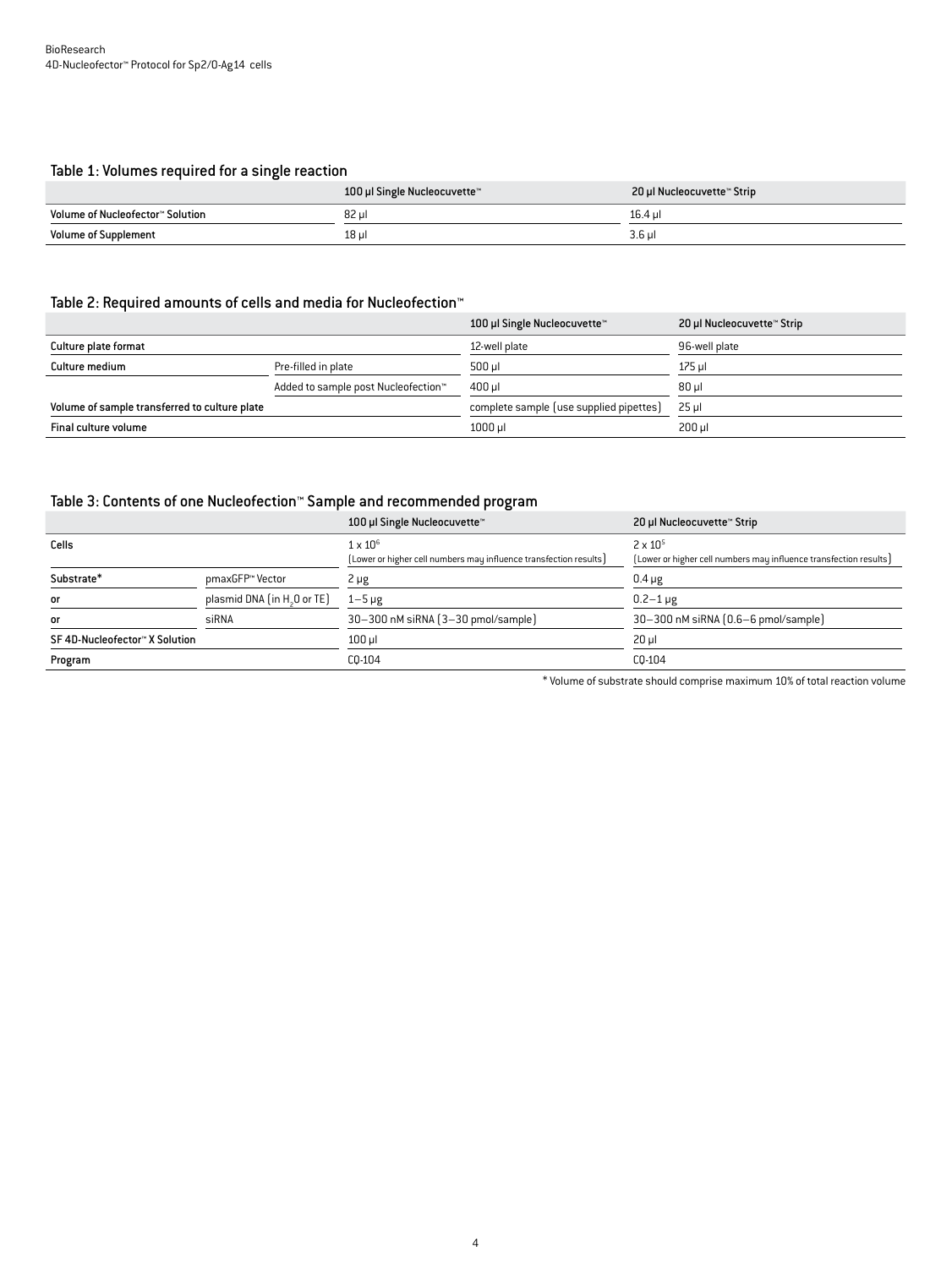## Table 1: Volumes required for a single reaction

| | 100 µl Single Nucleocuvette™ | 20 µl Nucleocuvette™ Strip |
|---|---|---|
| Volume of Nucleofector™ Solution | 82 µl | 16.4 µl |
| Volume of Supplement | 18 µl | 3.6 µl |

## Table 2: Required amounts of cells and media for Nucleofection™

| | | 100 µl Single Nucleocuvette™ | 20 µl Nucleocuvette™ Strip |
|---|---|---|---|
| Culture plate format | | 12-well plate | 96-well plate |
| Culture medium | Pre-filled in plate | 500 µl | 175 µl |
| | Added to sample post Nucleofection™ | 400 µl | 80 µl |
| Volume of sample transferred to culture plate | | complete sample (use supplied pipettes) | 25 µl |
| Final culture volume | | 1000 µl | 200 µl |

## Table 3: Contents of one Nucleofection™ Sample and recommended program

| | | 100 µl Single Nucleocuvette™ | 20 µl Nucleocuvette™ Strip |
|---|---|---|---|
| Cells | | $1 \times 10^6$ (Lower or higher cell numbers may influence transfection results) | $2 \times 10^5$ (Lower or higher cell numbers may influence transfection results) |
| Substrate* | pmaxGFP™ Vector | 2 µg | 0.4 µg |
| or | plasmid DNA (in $H_2O$ or TE) | 1–5 µg | 0.2–1 µg |
| or | siRNA | 30–300 nM siRNA (3–30 pmol/sample) | 30–300 nM siRNA (0.6–6 pmol/sample) |
| SF 4D-Nucleofector™ X Solution | | 100 µl | 20 µl |
| Program | | CQ-104 | CQ-104 |

* Volume of substrate should comprise maximum 10% of total reaction volume